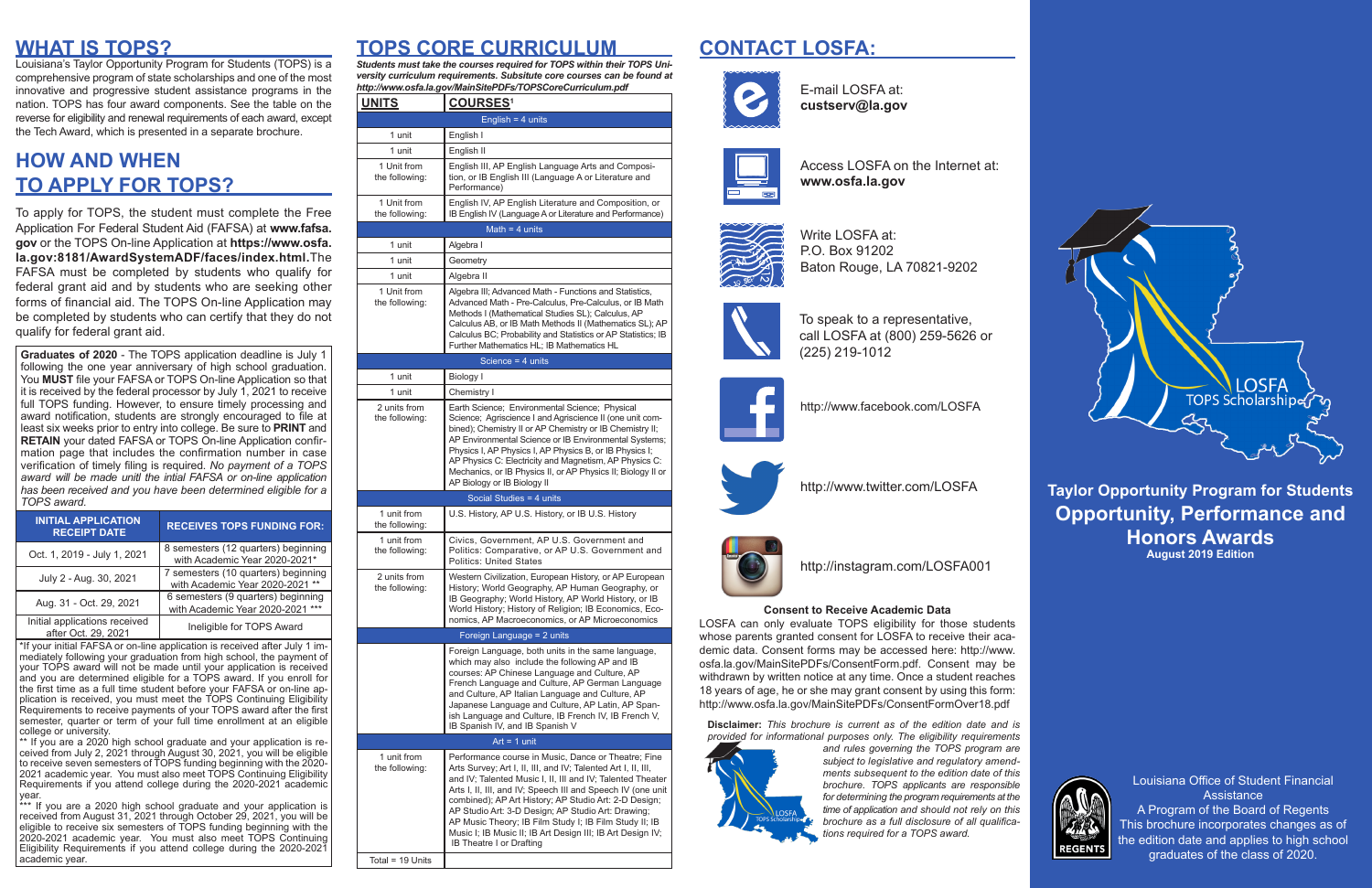## WHAT IS TOPS?

Louisiana's Taylor Opportunity Program for Students (TOPS) is a comprehensive program of state scholarships and one of the most innovative and progressive student assistance programs in the nation. TOPS has four award components. See the table on the reverse for eligibility and renewal requirements of each award, except the Tech Award, which is presented in a separate brochure.

## HOW AND WHEN TO APPLY FOR TOPS?

To apply for TOPS, the student must complete the Free Application For Federal Student Aid (FAFSA) at **www.fafsa.gov** or the TOPS On-line Application at **https://www.osfa.la.gov:8181/AwardSystemADF/faces/index.html.** The FAFSA must be completed by students who qualify for federal grant aid and by students who are seeking other forms of financial aid. The TOPS On-line Application may be completed by students who can certify that they do not qualify for federal grant aid.

**Graduates of 2020** - The TOPS application deadline is July 1 following the one year anniversary of high school graduation. You **MUST** file your FAFSA or TOPS On-line Application so that it is received by the federal processor by July 1, 2021 to receive full TOPS funding. However, to ensure timely processing and award notification, students are strongly encouraged to file at least six weeks prior to entry into college. Be sure to **PRINT** and **RETAIN** your dated FAFSA or TOPS On-line Application confirmation page that includes the confirmation number in case verification of timely filing is required. *No payment of a TOPS award will be made until the initial FAFSA or on-line application has been received and you have been determined eligible for a TOPS award.*

| INITIAL APPLICATION RECEIPT DATE | RECEIVES TOPS FUNDING FOR: |
|---|---|
| Oct. 1, 2019 - July 1, 2021 | 8 semesters (12 quarters) beginning with Academic Year 2020-2021* |
| July 2 - Aug. 30, 2021 | 7 semesters (10 quarters) beginning with Academic Year 2020-2021 ** |
| Aug. 31 - Oct. 29, 2021 | 6 semesters (9 quarters) beginning with Academic Year 2020-2021 *** |
| Initial applications received after Oct. 29, 2021 | Ineligible for TOPS Award |

*If your initial FAFSA or on-line application is received after July 1 immediately following your graduation from high school, the payment of your TOPS award will not be made until your application is received and you are determined eligible for a TOPS award. If you enroll for the first time as a full time student before your FAFSA or on-line application is received, you must meet the TOPS Continuing Eligibility Requirements to receive payments of your TOPS award after the first semester, quarter or term of your full time enrollment at an eligible college or university.

** If you are a 2020 high school graduate and your application is received from July 2, 2021 through August 30, 2021, you will be eligible to receive seven semesters of TOPS funding beginning with the 2020-2021 academic year. You must also meet TOPS Continuing Eligibility Requirements if you attend college during the 2020-2021 academic year.

*** If you are a 2020 high school graduate and your application is received from August 31, 2021 through October 29, 2021, you will be eligible to receive six semesters of TOPS funding beginning with the 2020-2021 academic year. You must also meet TOPS Continuing Eligibility Requirements if you attend college during the 2020-2021 academic year.

## TOPS CORE CURRICULUM

***Students must take the courses required for TOPS within their TOPS University curriculum requirements. Subsitute core courses can be found at http://www.osfa.la.gov/MainSitePDFs/TOPSCoreCurriculum.pdf***

| UNITS | COURSES[1] |
|---|---|
| **English = 4 units** | |
| 1 unit | English I |
| 1 unit | English II |
| 1 Unit from the following: | English III, AP English Language Arts and Composition, or IB English III (Language A or Literature and Performance) |
| 1 Unit from the following: | English IV, AP English Literature and Composition, or IB English IV (Language A or Literature and Performance) |
| **Math = 4 units** | |
| 1 unit | Algebra I |
| 1 unit | Geometry |
| 1 unit | Algebra II |
| 1 Unit from the following: | Algebra III; Advanced Math - Functions and Statistics, Advanced Math - Pre-Calculus, Pre-Calculus, or IB Math Methods I (Mathematical Studies SL); Calculus, AP Calculus AB, or IB Math Methods II (Mathematics SL); AP Calculus BC; Probability and Statistics or AP Statistics; IB Further Mathematics HL; IB Mathematics HL |
| **Science = 4 units** | |
| 1 unit | Biology I |
| 1 unit | Chemistry I |
| 2 units from the following: | Earth Science; Environmental Science; Physical Science; Agriscience I and Agriscience II (one unit combined); Chemistry II or AP Chemistry or IB Chemistry II; AP Environmental Science or IB Environmental Systems; Physics I, AP Physics I, AP Physics B, or IB Physics I; AP Physics C: Electricity and Magnetism, AP Physics C: Mechanics, or IB Physics II, or AP Physics II; Biology II or AP Biology or IB Biology II |
| **Social Studies = 4 units** | |
| 1 unit from the following: | U.S. History, AP U.S. History, or IB U.S. History |
| 1 unit from the following: | Civics, Government, AP U.S. Government and Politics: Comparative, or AP U.S. Government and Politics: United States |
| 2 units from the following: | Western Civilization, European History, or AP European History; World Geography, AP Human Geography, or IB Geography; World History, AP World History, or IB World History; History of Religion; IB Economics, Economics, AP Macroeconomics, or AP Microeconomics |
| **Foreign Language = 2 units** | |
| | Foreign Language, both units in the same language, which may also include the following AP and IB courses: AP Chinese Language and Culture, AP French Language and Culture, AP German Language and Culture, AP Italian Language and Culture, AP Japanese Language and Culture, AP Latin, AP Spanish Language and Culture, IB French IV, IB French V, IB Spanish IV, and IB Spanish V |
| **Art = 1 unit** | |
| 1 unit from the following: | Performance course in Music, Dance or Theatre; Fine Arts Survey; Art I, II, III, and IV; Talented Art I, II, III, and IV; Talented Music I, II, III and IV; Talented Theater Arts I, II, III, and IV; Speech III and Speech IV (one unit combined); AP Art History; AP Studio Art: 2-D Design; AP Studio Art: 3-D Design; AP Studio Art: Drawing; AP Music Theory; IB Film Study I; IB Film Study II; IB Music I; IB Music II; IB Art Design III; IB Art Design IV; IB Theatre I or Drafting |
| Total = 19 Units | |

## CONTACT LOSFA:

E-mail LOSFA at: **custserv@la.gov**

Access LOSFA on the Internet at: **www.osfa.la.gov**

Write LOSFA at:
P.O. Box 91202
Baton Rouge, LA 70821-9202

To speak to a representative, call LOSFA at (800) 259-5626 or (225) 219-1012

http://www.facebook.com/LOSFA

http://www.twitter.com/LOSFA

http://instagram.com/LOSFA001

### Consent to Receive Academic Data

LOSFA can only evaluate TOPS eligibility for those students whose parents granted consent for LOSFA to receive their academic data. Consent forms may be accessed here: http://www.osfa.la.gov/MainSitePDFs/ConsentForm.pdf. Consent may be withdrawn by written notice at any time. Once a student reaches 18 years of age, he or she may grant consent by using this form: http://www.osfa.la.gov/MainSitePDFs/ConsentFormOver18.pdf

**Disclaimer:** *This brochure is current as of the edition date and is provided for informational purposes only. The eligibility requirements and rules governing the TOPS program are subject to legislative and regulatory amendments subsequent to the edition date of this brochure. TOPS applicants are responsible for determining the program requirements at the time of application and should not rely on this brochure as a full disclosure of all qualifications required for a TOPS award.*

LOSFA TOPS Scholarship

# Taylor Opportunity Program for Students
# Opportunity, Performance and Honors Awards

**August 2019 Edition**

Louisiana Office of Student Financial Assistance
A Program of the Board of Regents
This brochure incorporates changes as of the edition date and applies to high school graduates of the class of 2020.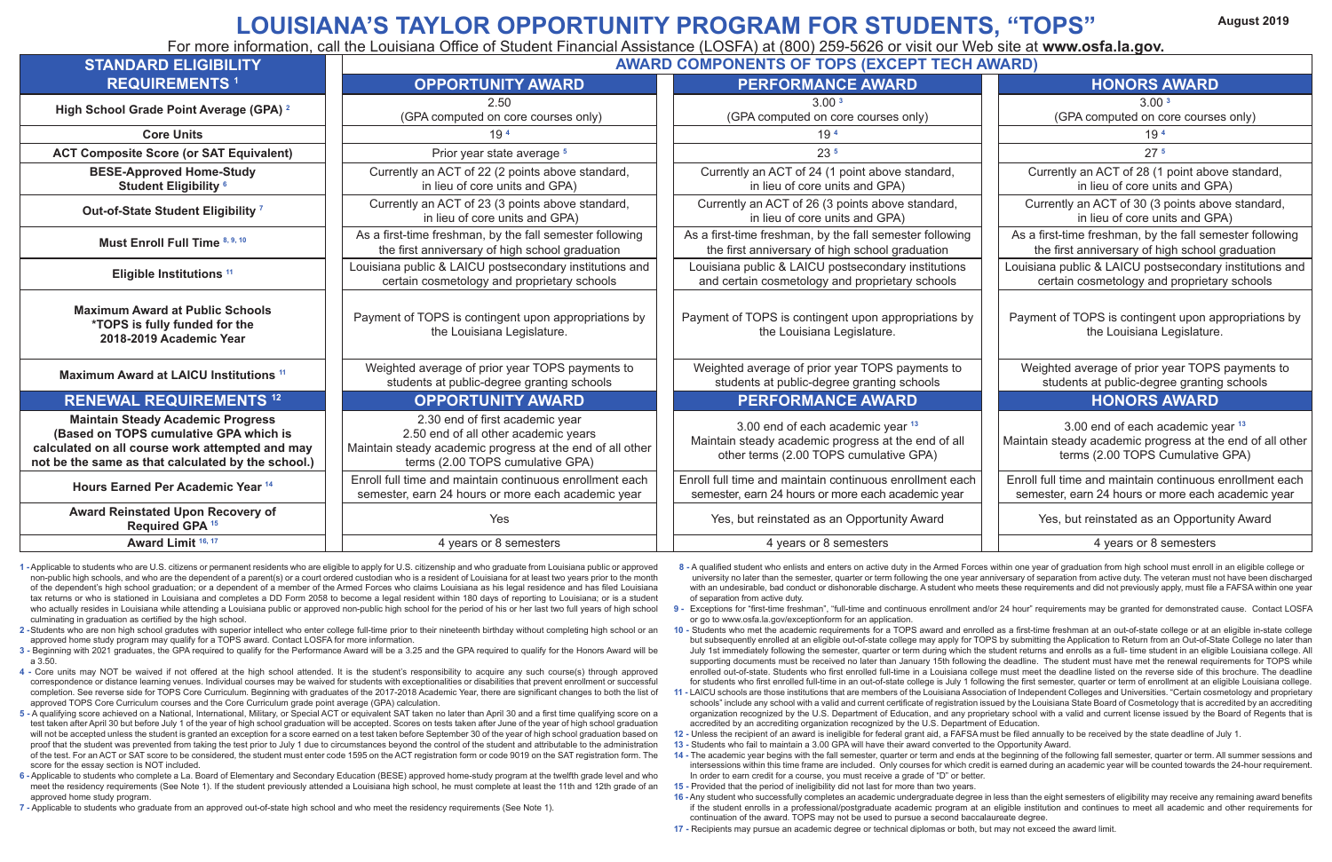# LOUISIANA'S TAYLOR OPPORTUNITY PROGRAM FOR STUDENTS, "TOPS"

August 2019

For more information, call the Louisiana Office of Student Financial Assistance (LOSFA) at (800) 259-5626 or visit our Web site at **www.osfa.la.gov.**

| STANDARD ELIGIBILITY REQUIREMENTS [1] | AWARD COMPONENTS OF TOPS (EXCEPT TECH AWARD) | | |
|---|---|---|---|
| | **OPPORTUNITY AWARD** | **PERFORMANCE AWARD** | **HONORS AWARD** |
| High School Grade Point Average (GPA) [2] | 2.50 (GPA computed on core courses only) | 3.00 [3] (GPA computed on core courses only) | 3.00 [3] (GPA computed on core courses only) |
| Core Units | 19 [4] | 19 [4] | 19 [4] |
| ACT Composite Score (or SAT Equivalent) | Prior year state average [5] | 23 [5] | 27 [5] |
| BESE-Approved Home-Study Student Eligibility [6] | Currently an ACT of 22 (2 points above standard, in lieu of core units and GPA) | Currently an ACT of 24 (1 point above standard, in lieu of core units and GPA) | Currently an ACT of 28 (1 point above standard, in lieu of core units and GPA) |
| Out-of-State Student Eligibility [7] | Currently an ACT of 23 (3 points above standard, in lieu of core units and GPA) | Currently an ACT of 26 (3 points above standard, in lieu of core units and GPA) | Currently an ACT of 30 (3 points above standard, in lieu of core units and GPA) |
| Must Enroll Full Time [8, 9, 10] | As a first-time freshman, by the fall semester following the first anniversary of high school graduation | As a first-time freshman, by the fall semester following the first anniversary of high school graduation | As a first-time freshman, by the fall semester following the first anniversary of high school graduation |
| Eligible Institutions [11] | Louisiana public & LAICU postsecondary institutions and certain cosmetology and proprietary schools | Louisiana public & LAICU postsecondary institutions and certain cosmetology and proprietary schools | Louisiana public & LAICU postsecondary institutions and certain cosmetology and proprietary schools |
| Maximum Award at Public Schools *TOPS is fully funded for the 2018-2019 Academic Year | Payment of TOPS is contingent upon appropriations by the Louisiana Legislature. | Payment of TOPS is contingent upon appropriations by the Louisiana Legislature. | Payment of TOPS is contingent upon appropriations by the Louisiana Legislature. |
| Maximum Award at LAICU Institutions [11] | Weighted average of prior year TOPS payments to students at public-degree granting schools | Weighted average of prior year TOPS payments to students at public-degree granting schools | Weighted average of prior year TOPS payments to students at public-degree granting schools |
| **RENEWAL REQUIREMENTS [12]** | **OPPORTUNITY AWARD** | **PERFORMANCE AWARD** | **HONORS AWARD** |
| Maintain Steady Academic Progress (Based on TOPS cumulative GPA which is calculated on all course work attempted and may not be the same as that calculated by the school.) | 2.30 end of first academic year; 2.50 end of all other academic years; Maintain steady academic progress at the end of all other terms (2.00 TOPS cumulative GPA) | 3.00 end of each academic year [13]; Maintain steady academic progress at the end of all other terms (2.00 TOPS cumulative GPA) | 3.00 end of each academic year [13]; Maintain steady academic progress at the end of all other terms (2.00 TOPS Cumulative GPA) |
| Hours Earned Per Academic Year [14] | Enroll full time and maintain continuous enrollment each semester, earn 24 hours or more each academic year | Enroll full time and maintain continuous enrollment each semester, earn 24 hours or more each academic year | Enroll full time and maintain continuous enrollment each semester, earn 24 hours or more each academic year |
| Award Reinstated Upon Recovery of Required GPA [15] | Yes | Yes, but reinstated as an Opportunity Award | Yes, but reinstated as an Opportunity Award |
| Award Limit [16, 17] | 4 years or 8 semesters | 4 years or 8 semesters | 4 years or 8 semesters |

1 - Applicable to students who are U.S. citizens or permanent residents who are eligible to apply for U.S. citizenship and who graduate from Louisiana public or approved non-public high schools, and who are the dependent of a parent(s) or a court ordered custodian who is a resident of Louisiana for at least two years prior to the month of the dependent's high school graduation; or a dependent of a member of the Armed Forces who claims Louisiana as his legal residence and has filed Louisiana tax returns or who is stationed in Louisiana and completes a DD Form 2058 to become a legal resident within 180 days of reporting to Louisiana; or is a student who actually resides in Louisiana while attending a Louisiana public or approved non-public high school for the period of his or her last two full years of high school culminating in graduation as certified by the high school.

2 - Students who are non high school gradutes with superior intellect who enter college full-time prior to their nineteenth birthday without completing high school or an approved home study program may qualify for a TOPS award. Contact LOSFA for more information.

3 - Beginning with 2021 graduates, the GPA required to qualify for the Performance Award will be a 3.25 and the GPA required to qualify for the Honors Award will be a 3.50.

4 - Core units may NOT be waived if not offered at the high school attended. It is the student's responsibility to acquire any such course(s) through approved correspondence or distance learning venues. Individual courses may be waived for students with exceptionalities or disabilities that prevent enrollment or successful completion. See reverse side for TOPS Core Curriculum. Beginning with graduates of the 2017-2018 Academic Year, there are significant changes to both the list of approved TOPS Core Curriculum courses and the Core Curriculum grade point average (GPA) calculation.

5 - A qualifying score achieved on a National, International, Military, or Special ACT or equivalent SAT taken no later than April 30 and a first time qualifying score on a test taken after April 30 but before July 1 of the year of high school graduation will be accepted. Scores on tests taken after June of the year of high school graduation will not be accepted unless the student is granted an exception for a score earned on a test taken before September 30 of the year of high school graduation based on proof that the student was prevented from taking the test prior to July 1 due to circumstances beyond the control of the student and attributable to the administration of the test. For an ACT or SAT score to be considered, the student must enter code 1595 on the ACT registration form or code 9019 on the SAT registration form. The score for the essay section is NOT included.

6 - Applicable to students who complete a La. Board of Elementary and Secondary Education (BESE) approved home-study program at the twelfth grade level and who meet the residency requirements (See Note 1). If the student previously attended a Louisiana high school, he must complete at least the 11th and 12th grade of an approved home study program.

7 - Applicable to students who graduate from an approved out-of-state high school and who meet the residency requirements (See Note 1).

8 - A qualified student who enlists and enters on active duty in the Armed Forces within one year of graduation from high school must enroll in an eligible college or university no later than the semester, quarter or term following the one year anniversary of separation from active duty. The veteran must not have been discharged with an undesirable, bad conduct or dishonorable discharge. A student who meets these requirements and did not previously apply, must file a FAFSA within one year of separation from active duty.

9 - Exceptions for "first-time freshman", "full-time and continuous enrollment and/or 24 hour" requirements may be granted for demonstrated cause. Contact LOSFA or go to www.osfa.la.gov/exceptionform for an application.

10 - Students who met the academic requirements for a TOPS award and enrolled as a first-time freshman at an out-of-state college or at an eligible in-state college but subsequently enrolled at an eligible out-of-state college may apply for TOPS by submitting the Application to Return from an Out-of-State College no later than July 1st immediately following the semester, quarter or term during which the student returns and enrolls as a full- time student in an eligible Louisiana college. All supporting documents must be received no later than January 15th following the deadline. The student must have met the renewal requirements for TOPS while enrolled out-of-state. Students who first enrolled full-time in a Louisiana college must meet the deadline listed on the reverse side of this brochure. The deadline for students who first enrolled full-time in an out-of-state college is July 1 following the first semester, quarter or term of enrollment at an eligible Louisiana college.

11 - LAICU schools are those institutions that are members of the Louisiana Association of Independent Colleges and Universities. "Certain cosmetology and proprietary schools" include any school with a valid and current certificate of registration issued by the Louisiana State Board of Cosmetology that is accredited by an accrediting organization recognized by the U.S. Department of Education, and any proprietary school with a valid and current license issued by the Board of Regents that is accredited by an accrediting organization recognized by the U.S. Department of Education.

12 - Unless the recipient of an award is ineligible for federal grant aid, a FAFSA must be filed annually to be received by the state deadline of July 1.

13 - Students who fail to maintain a 3.00 GPA will have their award converted to the Opportunity Award.

14 - The academic year begins with the fall semester, quarter or term and ends at the beginning of the following fall semester, quarter or term. All summer sessions and intersessions within this time frame are included. Only courses for which credit is earned during an academic year will be counted towards the 24-hour requirement. In order to earn credit for a course, you must receive a grade of "D" or better.

15 - Provided that the period of ineligibility did not last for more than two years.

16 - Any student who successfully completes an academic undergraduate degree in less than the eight semesters of eligibility may receive any remaining award benefits if the student enrolls in a professional/postgraduate academic program at an eligible institution and continues to meet all academic and other requirements for continuation of the award. TOPS may not be used to pursue a second baccalaureate degree.

17 - Recipients may pursue an academic degree or technical diplomas or both, but may not exceed the award limit.